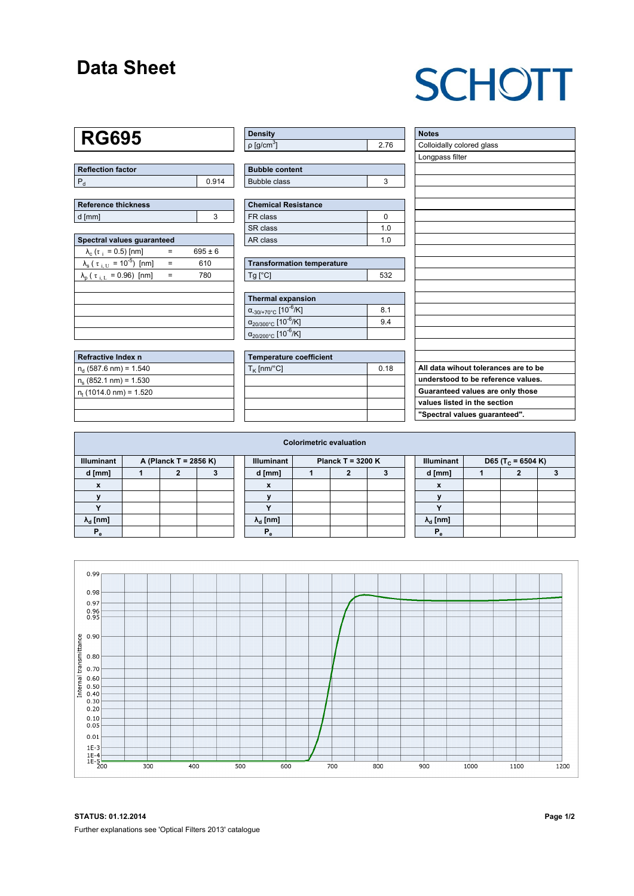# Data Sheet

SCHOTT

## RG695

| Reflection factor | |
|---|---|
| $P_d$ | 0.914 |

| Reference thickness | |
|---|---|
| d [mm] | 3 |

| Spectral values guaranteed | | |
|---|---|---|
| $\lambda_c$ ($\tau_i$ = 0.5) [nm] | = | 695 ± 6 |
| $\lambda_s$ ($\tau_{i,U}$ = $10^{-5}$) [nm] | = | 610 |
| $\lambda_p$ ($\tau_{i,L}$ = 0.96) [nm] | = | 780 |

| Refractive Index n |
|---|
| $n_d$ (587.6 nm) = 1.540 |
| $n_s$ (852.1 nm) = 1.530 |
| $n_t$ (1014.0 nm) = 1.520 |

| Density | |
|---|---|
| ρ [g/cm³] | 2.76 |

| Bubble content | |
|---|---|
| Bubble class | 3 |

| Chemical Resistance | |
|---|---|
| FR class | 0 |
| SR class | 1.0 |
| AR class | 1.0 |

| Transformation temperature | |
|---|---|
| Tg [°C] | 532 |

| Thermal expansion | |
|---|---|
| $\alpha_{-30/+70°C}$ [$10^{-6}$/K] | 8.1 |
| $\alpha_{20/300°C}$ [$10^{-6}$/K] | 9.4 |
| $\alpha_{20/200°C}$ [$10^{-6}$/K] | |

| Temperature coefficient | |
|---|---|
| $T_K$ [nm/°C] | 0.18 |

| Notes |
|---|
| Colloidally colored glass |
| Longpass filter |

**All data wihout tolerances are to be understood to be reference values. Guaranteed values are only those values listed in the section "Spectral values guaranteed".**

### Colorimetric evaluation

| Illuminant | A (Planck T = 2856 K) | | | Illuminant | Planck T = 3200 K | | | Illuminant | D65 ($T_c$ = 6504 K) | | |
|---|---|---|---|---|---|---|---|---|---|---|---|
| d [mm] | 1 | 2 | 3 | d [mm] | 1 | 2 | 3 | d [mm] | 1 | 2 | 3 |
| x | | | | x | | | | x | | | |
| y | | | | y | | | | y | | | |
| Y | | | | Y | | | | Y | | | |
| $\lambda_d$ [nm] | | | | $\lambda_d$ [nm] | | | | $\lambda_d$ [nm] | | | |
| $P_e$ | | | | $P_e$ | | | | $P_e$ | | | |

**STATUS: 01.12.2014**

Further explanations see 'Optical Filters 2013' catalogue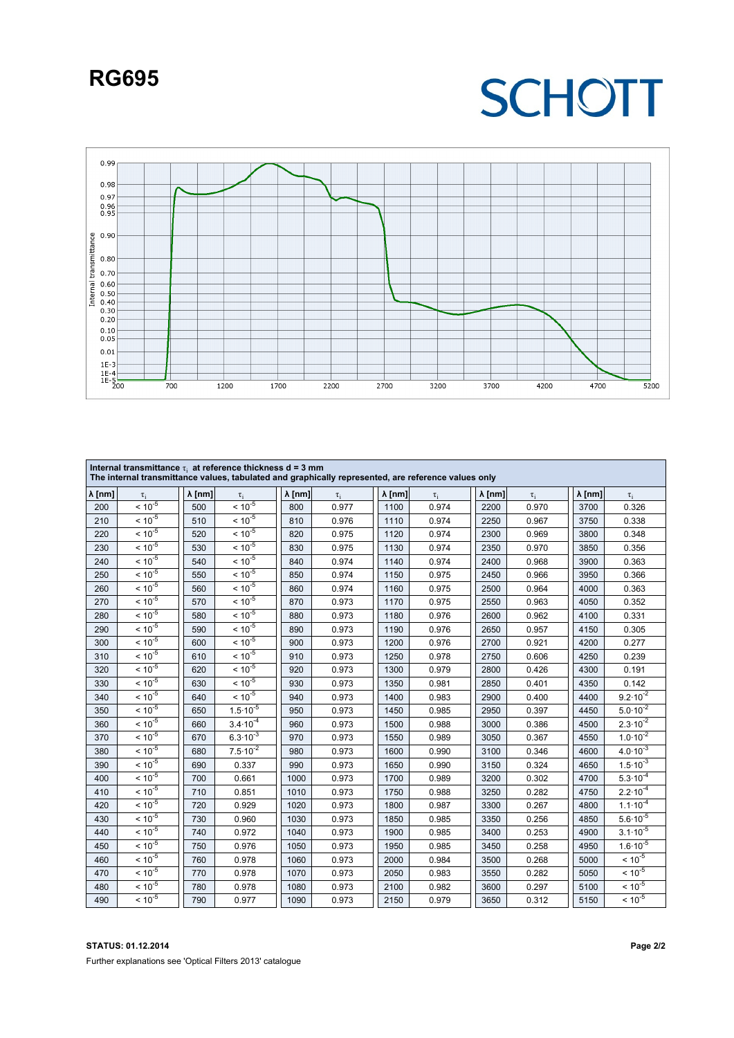# RG695

SCHOTT

0.99
0.98
0.97
0.96
0.95
0.90
0.80
0.70
0.60
0.50
0.40
0.30
0.20
0.10
0.05
0.01
1E-3
1E-4
1E-5

Internal transmittance

200 700 1200 1700 2200 2700 3200 3700 4200 4700 5200

**Internal transmittance $\tau_i$ at reference thickness d = 3 mm**
**The internal transmittance values, tabulated and graphically represented, are reference values only**

| λ [nm] | $\tau_i$ | λ [nm] | $\tau_i$ | λ [nm] | $\tau_i$ | λ [nm] | $\tau_i$ | λ [nm] | $\tau_i$ | λ [nm] | $\tau_i$ |
|---|---|---|---|---|---|---|---|---|---|---|---|
| 200 | $< 10^{-5}$ | 500 | $< 10^{-5}$ | 800 | 0.977 | 1100 | 0.974 | 2200 | 0.970 | 3700 | 0.326 |
| 210 | $< 10^{-5}$ | 510 | $< 10^{-5}$ | 810 | 0.976 | 1110 | 0.974 | 2250 | 0.967 | 3750 | 0.338 |
| 220 | $< 10^{-5}$ | 520 | $< 10^{-5}$ | 820 | 0.975 | 1120 | 0.974 | 2300 | 0.969 | 3800 | 0.348 |
| 230 | $< 10^{-5}$ | 530 | $< 10^{-5}$ | 830 | 0.975 | 1130 | 0.974 | 2350 | 0.970 | 3850 | 0.356 |
| 240 | $< 10^{-5}$ | 540 | $< 10^{-5}$ | 840 | 0.974 | 1140 | 0.974 | 2400 | 0.968 | 3900 | 0.363 |
| 250 | $< 10^{-5}$ | 550 | $< 10^{-5}$ | 850 | 0.974 | 1150 | 0.975 | 2450 | 0.966 | 3950 | 0.366 |
| 260 | $< 10^{-5}$ | 560 | $< 10^{-5}$ | 860 | 0.974 | 1160 | 0.975 | 2500 | 0.964 | 4000 | 0.363 |
| 270 | $< 10^{-5}$ | 570 | $< 10^{-5}$ | 870 | 0.973 | 1170 | 0.975 | 2550 | 0.963 | 4050 | 0.352 |
| 280 | $< 10^{-5}$ | 580 | $< 10^{-5}$ | 880 | 0.973 | 1180 | 0.976 | 2600 | 0.962 | 4100 | 0.331 |
| 290 | $< 10^{-5}$ | 590 | $< 10^{-5}$ | 890 | 0.973 | 1190 | 0.976 | 2650 | 0.957 | 4150 | 0.305 |
| 300 | $< 10^{-5}$ | 600 | $< 10^{-5}$ | 900 | 0.973 | 1200 | 0.976 | 2700 | 0.921 | 4200 | 0.277 |
| 310 | $< 10^{-5}$ | 610 | $< 10^{-5}$ | 910 | 0.973 | 1250 | 0.978 | 2750 | 0.606 | 4250 | 0.239 |
| 320 | $< 10^{-5}$ | 620 | $< 10^{-5}$ | 920 | 0.973 | 1300 | 0.979 | 2800 | 0.426 | 4300 | 0.191 |
| 330 | $< 10^{-5}$ | 630 | $< 10^{-5}$ | 930 | 0.973 | 1350 | 0.981 | 2850 | 0.401 | 4350 | 0.142 |
| 340 | $< 10^{-5}$ | 640 | $< 10^{-5}$ | 940 | 0.973 | 1400 | 0.983 | 2900 | 0.400 | 4400 | $9.2 \cdot 10^{-2}$ |
| 350 | $< 10^{-5}$ | 650 | $1.5 \cdot 10^{-5}$ | 950 | 0.973 | 1450 | 0.985 | 2950 | 0.397 | 4450 | $5.0 \cdot 10^{-2}$ |
| 360 | $< 10^{-5}$ | 660 | $3.4 \cdot 10^{-4}$ | 960 | 0.973 | 1500 | 0.988 | 3000 | 0.386 | 4500 | $2.3 \cdot 10^{-2}$ |
| 370 | $< 10^{-5}$ | 670 | $6.3 \cdot 10^{-3}$ | 970 | 0.973 | 1550 | 0.989 | 3050 | 0.367 | 4550 | $1.0 \cdot 10^{-2}$ |
| 380 | $< 10^{-5}$ | 680 | $7.5 \cdot 10^{-2}$ | 980 | 0.973 | 1600 | 0.990 | 3100 | 0.346 | 4600 | $4.0 \cdot 10^{-3}$ |
| 390 | $< 10^{-5}$ | 690 | 0.337 | 990 | 0.973 | 1650 | 0.990 | 3150 | 0.324 | 4650 | $1.5 \cdot 10^{-3}$ |
| 400 | $< 10^{-5}$ | 700 | 0.661 | 1000 | 0.973 | 1700 | 0.989 | 3200 | 0.302 | 4700 | $5.3 \cdot 10^{-4}$ |
| 410 | $< 10^{-5}$ | 710 | 0.851 | 1010 | 0.973 | 1750 | 0.988 | 3250 | 0.282 | 4750 | $2.2 \cdot 10^{-4}$ |
| 420 | $< 10^{-5}$ | 720 | 0.929 | 1020 | 0.973 | 1800 | 0.987 | 3300 | 0.267 | 4800 | $1.1 \cdot 10^{-4}$ |
| 430 | $< 10^{-5}$ | 730 | 0.960 | 1030 | 0.973 | 1850 | 0.985 | 3350 | 0.256 | 4850 | $5.6 \cdot 10^{-5}$ |
| 440 | $< 10^{-5}$ | 740 | 0.972 | 1040 | 0.973 | 1900 | 0.985 | 3400 | 0.253 | 4900 | $3.1 \cdot 10^{-5}$ |
| 450 | $< 10^{-5}$ | 750 | 0.976 | 1050 | 0.973 | 1950 | 0.985 | 3450 | 0.258 | 4950 | $1.6 \cdot 10^{-5}$ |
| 460 | $< 10^{-5}$ | 760 | 0.978 | 1060 | 0.973 | 2000 | 0.984 | 3500 | 0.268 | 5000 | $< 10^{-5}$ |
| 470 | $< 10^{-5}$ | 770 | 0.978 | 1070 | 0.973 | 2050 | 0.983 | 3550 | 0.282 | 5050 | $< 10^{-5}$ |
| 480 | $< 10^{-5}$ | 780 | 0.978 | 1080 | 0.973 | 2100 | 0.982 | 3600 | 0.297 | 5100 | $< 10^{-5}$ |
| 490 | $< 10^{-5}$ | 790 | 0.977 | 1090 | 0.973 | 2150 | 0.979 | 3650 | 0.312 | 5150 | $< 10^{-5}$ |

**STATUS: 01.12.2014**

Further explanations see 'Optical Filters 2013' catalogue